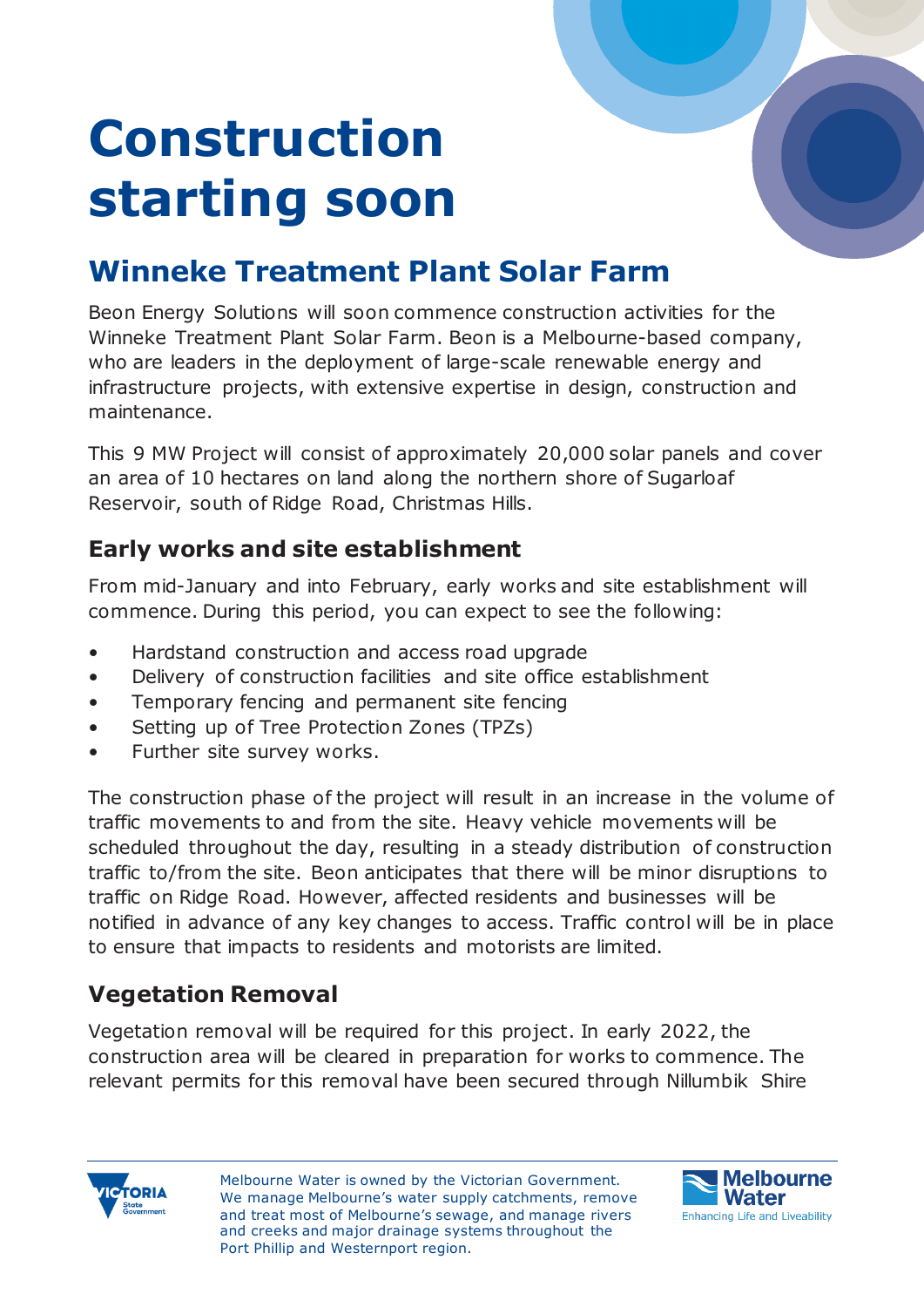# Construction starting soon

## Winneke Treatment Plant Solar Farm

Beon Energy Solutions will soon commence construction activities for the Winneke Treatment Plant Solar Farm. Beon is a Melbourne-based company, who are leaders in the deployment of large-scale renewable energy and infrastructure projects, with extensive expertise in design, construction and maintenance.

This 9 MW Project will consist of approximately 20,000 solar panels and cover an area of 10 hectares on land along the northern shore of Sugarloaf Reservoir, south of Ridge Road, Christmas Hills.

### Early works and site establishment

From mid-January and into February, early works and site establishment will commence. During this period, you can expect to see the following:

- Hardstand construction and access road upgrade
- Delivery of construction facilities and site office establishment
- Temporary fencing and permanent site fencing
- Setting up of Tree Protection Zones (TPZs)
- Further site survey works.

The construction phase of the project will result in an increase in the volume of traffic movements to and from the site. Heavy vehicle movements will be scheduled throughout the day, resulting in a steady distribution of construction traffic to/from the site. Beon anticipates that there will be minor disruptions to traffic on Ridge Road. However, affected residents and businesses will be notified in advance of any key changes to access. Traffic control will be in place to ensure that impacts to residents and motorists are limited.

### Vegetation Removal

Vegetation removal will be required for this project. In early 2022, the construction area will be cleared in preparation for works to commence. The relevant permits for this removal have been secured through Nillumbik Shire

Melbourne Water is owned by the Victorian Government. We manage Melbourne's water supply catchments, remove and treat most of Melbourne's sewage, and manage rivers and creeks and major drainage systems throughout the Port Phillip and Westernport region.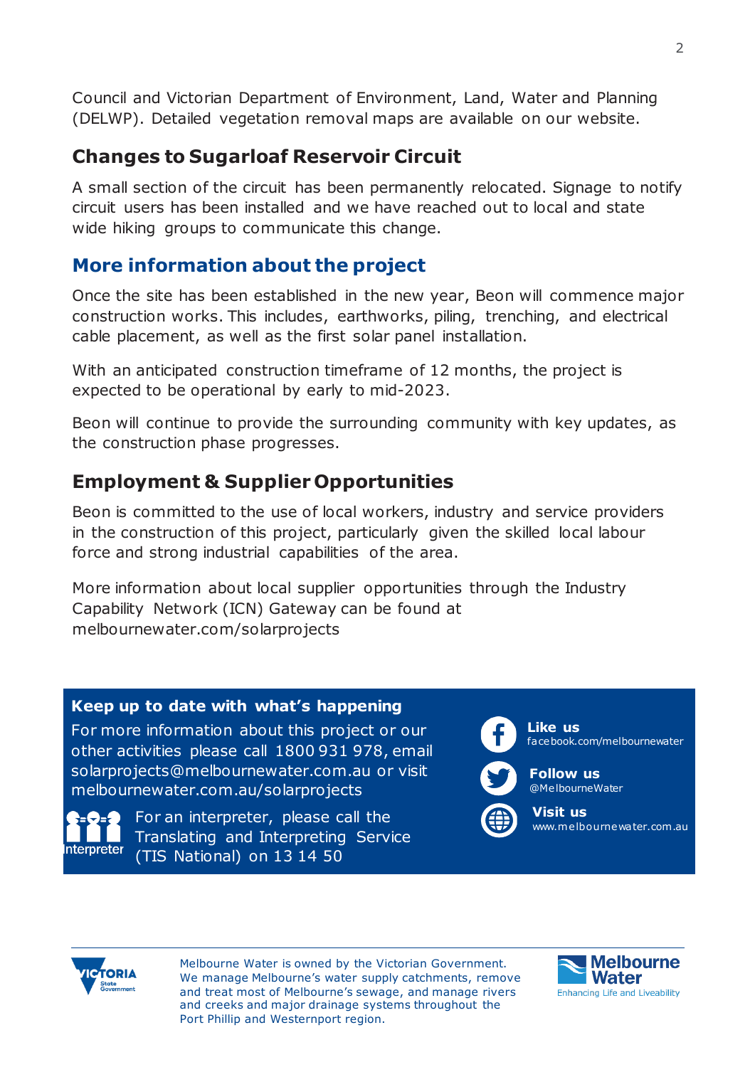Council and Victorian Department of Environment, Land, Water and Planning (DELWP). Detailed vegetation removal maps are available on our website.

## Changes to Sugarloaf Reservoir Circuit

A small section of the circuit has been permanently relocated. Signage to notify circuit users has been installed and we have reached out to local and state wide hiking groups to communicate this change.

## More information about the project

Once the site has been established in the new year, Beon will commence major construction works. This includes, earthworks, piling, trenching, and electrical cable placement, as well as the first solar panel installation.

With an anticipated construction timeframe of 12 months, the project is expected to be operational by early to mid-2023.

Beon will continue to provide the surrounding community with key updates, as the construction phase progresses.

## Employment & Supplier Opportunities

Beon is committed to the use of local workers, industry and service providers in the construction of this project, particularly given the skilled local labour force and strong industrial capabilities of the area.

More information about local supplier opportunities through the Industry Capability Network (ICN) Gateway can be found at melbournewater.com/solarprojects

**Keep up to date with what's happening**

For more information about this project or our other activities please call 1800 931 978, email solarprojects@melbournewater.com.au or visit melbournewater.com.au/solarprojects

Interpreter

For an interpreter, please call the Translating and Interpreting Service (TIS National) on 13 14 50

**Like us**
facebook.com/melbournewater

**Follow us**
@MelbourneWater

**Visit us**
www.melbournewater.com.au

VICTORIA State Government

Melbourne Water is owned by the Victorian Government. We manage Melbourne's water supply catchments, remove and treat most of Melbourne's sewage, and manage rivers and creeks and major drainage systems throughout the Port Phillip and Westernport region.

Melbourne Water
Enhancing Life and Liveability